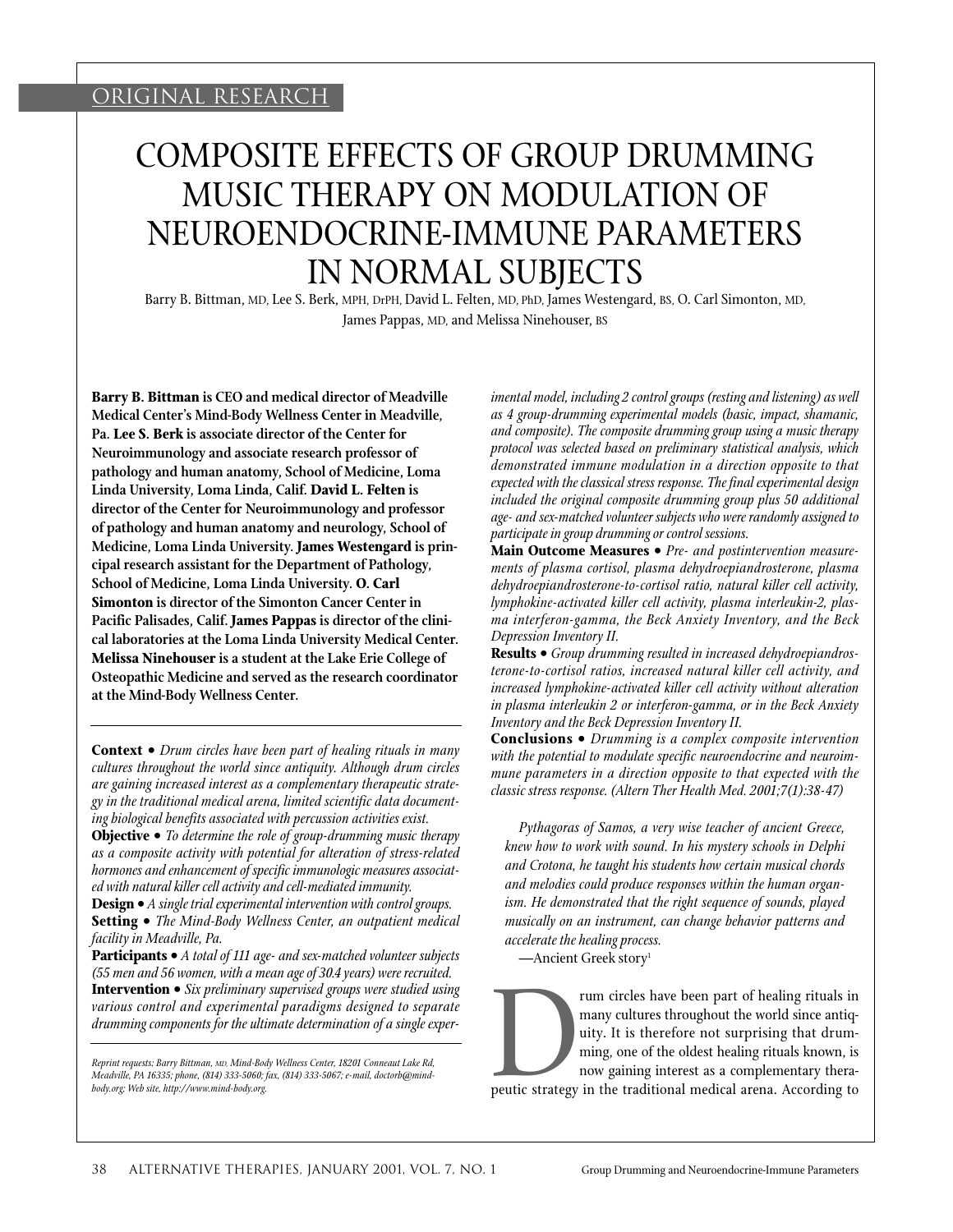ORIGINAL RESEARCH

# COMPOSITE EFFECTS OF GROUP DRUMMING MUSIC THERAPY ON MODULATION OF NEUROENDOCRINE-IMMUNE PARAMETERS IN NORMAL SUBJECTS

Barry B. Bittman, MD, Lee S. Berk, MPH, DrPH, David L. Felten, MD, PhD, James Westengard, BS, O. Carl Simonton, MD, James Pappas, MD, and Melissa Ninehouser, BS

**Barry B. Bittman is CEO and medical director of Meadville Medical Center's Mind-Body Wellness Center in Meadville, Pa. Lee S. Berk is associate director of the Center for Neuroimmunology and associate research professor of pathology and human anatomy, School of Medicine, Loma Linda University, Loma Linda, Calif. David L. Felten is director of the Center for Neuroimmunology and professor of pathology and human anatomy and neurology, School of Medicine, Loma Linda University. James Westengard is principal research assistant for the Department of Pathology, School of Medicine, Loma Linda University. O. Carl Simonton is director of the Simonton Cancer Center in Pacific Palisades, Calif. James Pappas is director of the clinical laboratories at the Loma Linda University Medical Center. Melissa Ninehouser is a student at the Lake Erie College of Osteopathic Medicine and served as the research coordinator at the Mind-Body Wellness Center.**

**Context •** *Drum circles have been part of healing rituals in many cultures throughout the world since antiquity. Although drum circles are gaining increased interest as a complementary therapeutic strategy in the traditional medical arena, limited scientific data documenting biological benefits associated with percussion activities exist.*

**Objective •** *To determine the role of group-drumming music therapy as a composite activity with potential for alteration of stress-related hormones and enhancement of specific immunologic measures associated with natural killer cell activity and cell-mediated immunity.*

**Design •** *A single trial experimental intervention with control groups.*

**Setting •** *The Mind-Body Wellness Center, an outpatient medical facility in Meadville, Pa.*

**Participants •** *A total of 111 age- and sex-matched volunteer subjects (55 men and 56 women, with a mean age of 30.4 years) were recruited.*

**Intervention •** *Six preliminary supervised groups were studied using various control and experimental paradigms designed to separate drumming components for the ultimate determination of a single experimental model, including 2 control groups (resting and listening) as well as 4 group-drumming experimental models (basic, impact, shamanic, and composite). The composite drumming group using a music therapy protocol was selected based on preliminary statistical analysis, which demonstrated immune modulation in a direction opposite to that expected with the classical stress response. The final experimental design included the original composite drumming group plus 50 additional age- and sex-matched volunteer subjects who were randomly assigned to participate in group drumming or control sessions.*

**Main Outcome Measures •** *Pre- and postintervention measurements of plasma cortisol, plasma dehydroepiandrosterone, plasma dehydroepiandrosterone-to-cortisol ratio, natural killer cell activity, lymphokine-activated killer cell activity, plasma interleukin-2, plasma interferon-gamma, the Beck Anxiety Inventory, and the Beck Depression Inventory II.*

**Results •** *Group drumming resulted in increased dehydroepiandrosterone-to-cortisol ratios, increased natural killer cell activity, and increased lymphokine-activated killer cell activity without alteration in plasma interleukin 2 or interferon-gamma, or in the Beck Anxiety Inventory and the Beck Depression Inventory II.*

**Conclusions •** *Drumming is a complex composite intervention with the potential to modulate specific neuroendocrine and neuroimmune parameters in a direction opposite to that expected with the classic stress response. (Altern Ther Health Med. 2001;7(1):38-47)*

*Reprint requests: Barry Bittman, MD, Mind-Body Wellness Center, 18201 Conneaut Lake Rd, Meadville, PA 16335; phone, (814) 333-5060; fax, (814) 333-5067; e-mail, doctorb@mind-body.org; Web site, http://www.mind-body.org.*

> *Pythagoras of Samos, a very wise teacher of ancient Greece, knew how to work with sound. In his mystery schools in Delphi and Crotona, he taught his students how certain musical chords and melodies could produce responses within the human organism. He demonstrated that the right sequence of sounds, played musically on an instrument, can change behavior patterns and accelerate the healing process.*
>
> —Ancient Greek story[1]

Drum circles have been part of healing rituals in many cultures throughout the world since antiquity. It is therefore not surprising that drumming, one of the oldest healing rituals known, is now gaining interest as a complementary therapeutic strategy in the traditional medical arena. According to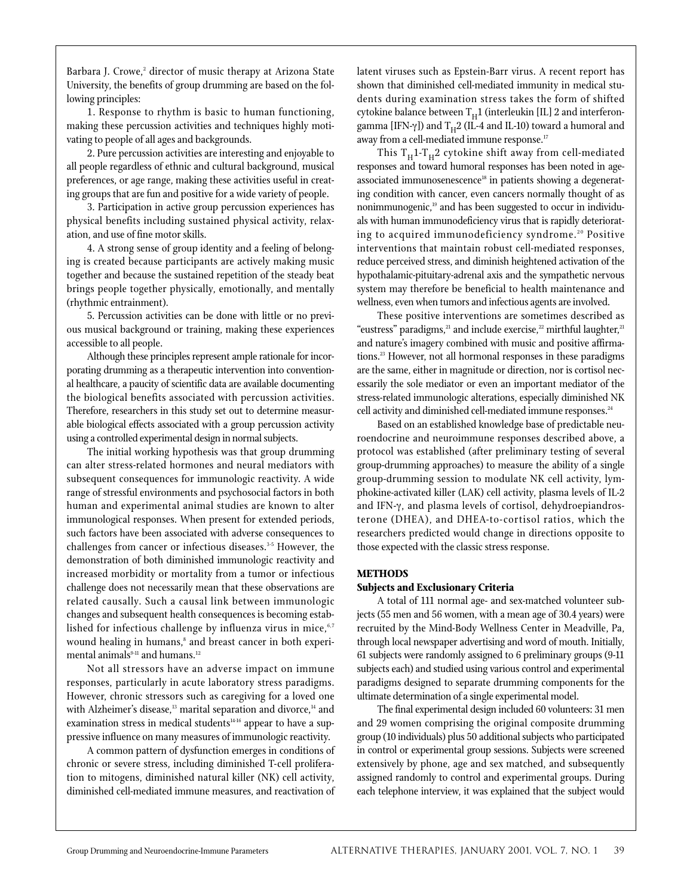Barbara J. Crowe,[2] director of music therapy at Arizona State University, the benefits of group drumming are based on the following principles:

1. Response to rhythm is basic to human functioning, making these percussion activities and techniques highly motivating to people of all ages and backgrounds.

2. Pure percussion activities are interesting and enjoyable to all people regardless of ethnic and cultural background, musical preferences, or age range, making these activities useful in creating groups that are fun and positive for a wide variety of people.

3. Participation in active group percussion experiences has physical benefits including sustained physical activity, relaxation, and use of fine motor skills.

4. A strong sense of group identity and a feeling of belonging is created because participants are actively making music together and because the sustained repetition of the steady beat brings people together physically, emotionally, and mentally (rhythmic entrainment).

5. Percussion activities can be done with little or no previous musical background or training, making these experiences accessible to all people.

Although these principles represent ample rationale for incorporating drumming as a therapeutic intervention into conventional healthcare, a paucity of scientific data are available documenting the biological benefits associated with percussion activities. Therefore, researchers in this study set out to determine measurable biological effects associated with a group percussion activity using a controlled experimental design in normal subjects.

The initial working hypothesis was that group drumming can alter stress-related hormones and neural mediators with subsequent consequences for immunologic reactivity. A wide range of stressful environments and psychosocial factors in both human and experimental animal studies are known to alter immunological responses. When present for extended periods, such factors have been associated with adverse consequences to challenges from cancer or infectious diseases.[3-5] However, the demonstration of both diminished immunologic reactivity and increased morbidity or mortality from a tumor or infectious challenge does not necessarily mean that these observations are related causally. Such a causal link between immunologic changes and subsequent health consequences is becoming established for infectious challenge by influenza virus in mice,[6,7] wound healing in humans,[8] and breast cancer in both experimental animals[9-11] and humans.[12]

Not all stressors have an adverse impact on immune responses, particularly in acute laboratory stress paradigms. However, chronic stressors such as caregiving for a loved one with Alzheimer's disease,[13] marital separation and divorce,[14] and examination stress in medical students[14-16] appear to have a suppressive influence on many measures of immunologic reactivity.

A common pattern of dysfunction emerges in conditions of chronic or severe stress, including diminished T-cell proliferation to mitogens, diminished natural killer (NK) cell activity, diminished cell-mediated immune measures, and reactivation of latent viruses such as Epstein-Barr virus. A recent report has shown that diminished cell-mediated immunity in medical students during examination stress takes the form of shifted cytokine balance between $T_H1$ (interleukin [IL] 2 and interferon-gamma [IFN-γ]) and $T_H2$ (IL-4 and IL-10) toward a humoral and away from a cell-mediated immune response.[17]

This $T_H1$-$T_H2$ cytokine shift away from cell-mediated responses and toward humoral responses has been noted in age-associated immunosenescence[18] in patients showing a degenerating condition with cancer, even cancers normally thought of as nonimmunogenic,[19] and has been suggested to occur in individuals with human immunodeficiency virus that is rapidly deteriorating to acquired immunodeficiency syndrome.[20] Positive interventions that maintain robust cell-mediated responses, reduce perceived stress, and diminish heightened activation of the hypothalamic-pituitary-adrenal axis and the sympathetic nervous system may therefore be beneficial to health maintenance and wellness, even when tumors and infectious agents are involved.

These positive interventions are sometimes described as "eustress" paradigms,[21] and include exercise,[22] mirthful laughter,[21] and nature's imagery combined with music and positive affirmations.[23] However, not all hormonal responses in these paradigms are the same, either in magnitude or direction, nor is cortisol necessarily the sole mediator or even an important mediator of the stress-related immunologic alterations, especially diminished NK cell activity and diminished cell-mediated immune responses.[24]

Based on an established knowledge base of predictable neuroendocrine and neuroimmune responses described above, a protocol was established (after preliminary testing of several group-drumming approaches) to measure the ability of a single group-drumming session to modulate NK cell activity, lymphokine-activated killer (LAK) cell activity, plasma levels of IL-2 and IFN-γ, and plasma levels of cortisol, dehydroepiandrosterone (DHEA), and DHEA-to-cortisol ratios, which the researchers predicted would change in directions opposite to those expected with the classic stress response.

## METHODS

### Subjects and Exclusionary Criteria

A total of 111 normal age- and sex-matched volunteer subjects (55 men and 56 women, with a mean age of 30.4 years) were recruited by the Mind-Body Wellness Center in Meadville, Pa, through local newspaper advertising and word of mouth. Initially, 61 subjects were randomly assigned to 6 preliminary groups (9-11 subjects each) and studied using various control and experimental paradigms designed to separate drumming components for the ultimate determination of a single experimental model.

The final experimental design included 60 volunteers: 31 men and 29 women comprising the original composite drumming group (10 individuals) plus 50 additional subjects who participated in control or experimental group sessions. Subjects were screened extensively by phone, age and sex matched, and subsequently assigned randomly to control and experimental groups. During each telephone interview, it was explained that the subject would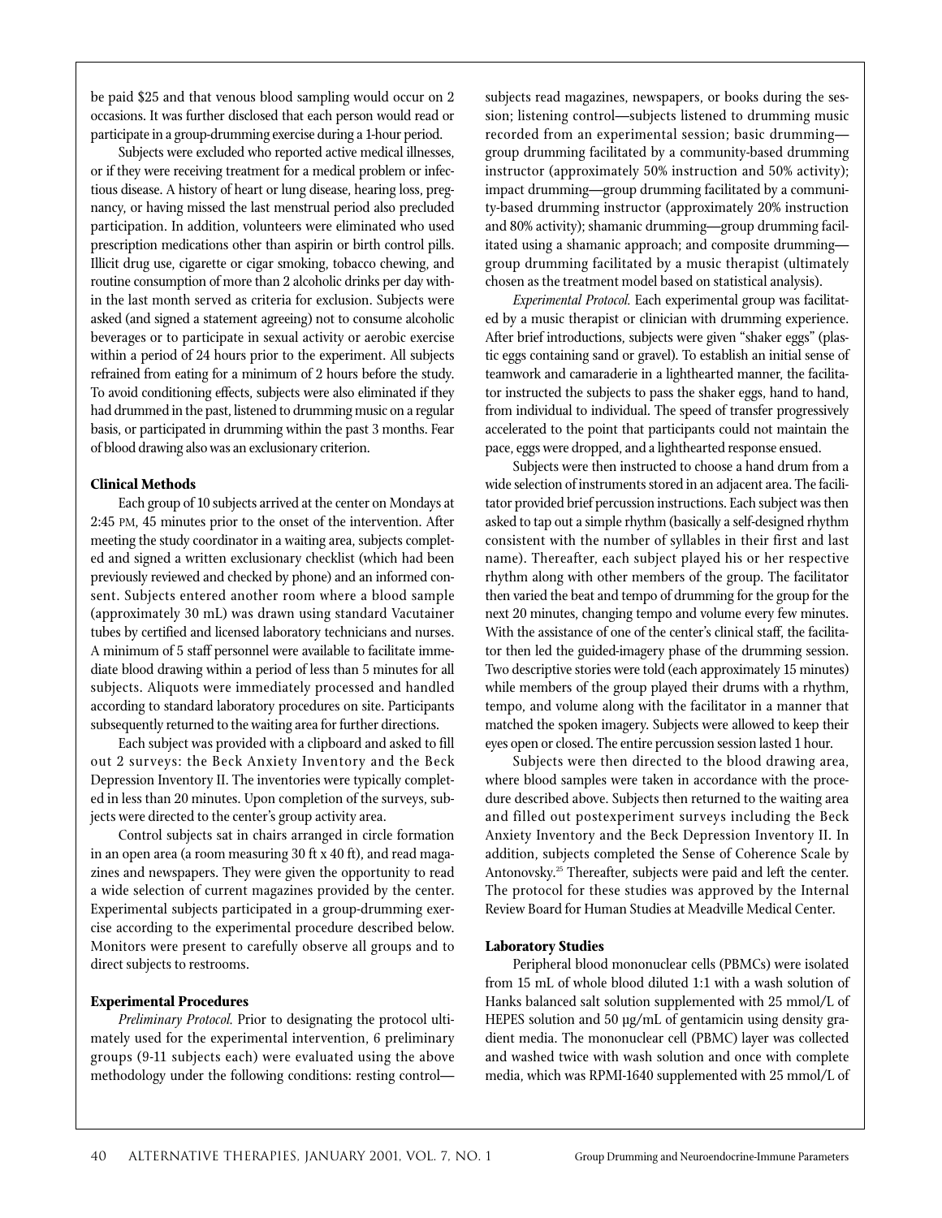be paid $25 and that venous blood sampling would occur on 2 occasions. It was further disclosed that each person would read or participate in a group-drumming exercise during a 1-hour period.

Subjects were excluded who reported active medical illnesses, or if they were receiving treatment for a medical problem or infectious disease. A history of heart or lung disease, hearing loss, pregnancy, or having missed the last menstrual period also precluded participation. In addition, volunteers were eliminated who used prescription medications other than aspirin or birth control pills. Illicit drug use, cigarette or cigar smoking, tobacco chewing, and routine consumption of more than 2 alcoholic drinks per day within the last month served as criteria for exclusion. Subjects were asked (and signed a statement agreeing) not to consume alcoholic beverages or to participate in sexual activity or aerobic exercise within a period of 24 hours prior to the experiment. All subjects refrained from eating for a minimum of 2 hours before the study. To avoid conditioning effects, subjects were also eliminated if they had drummed in the past, listened to drumming music on a regular basis, or participated in drumming within the past 3 months. Fear of blood drawing also was an exclusionary criterion.

### Clinical Methods

Each group of 10 subjects arrived at the center on Mondays at 2:45 PM, 45 minutes prior to the onset of the intervention. After meeting the study coordinator in a waiting area, subjects completed and signed a written exclusionary checklist (which had been previously reviewed and checked by phone) and an informed consent. Subjects entered another room where a blood sample (approximately 30 mL) was drawn using standard Vacutainer tubes by certified and licensed laboratory technicians and nurses. A minimum of 5 staff personnel were available to facilitate immediate blood drawing within a period of less than 5 minutes for all subjects. Aliquots were immediately processed and handled according to standard laboratory procedures on site. Participants subsequently returned to the waiting area for further directions.

Each subject was provided with a clipboard and asked to fill out 2 surveys: the Beck Anxiety Inventory and the Beck Depression Inventory II. The inventories were typically completed in less than 20 minutes. Upon completion of the surveys, subjects were directed to the center's group activity area.

Control subjects sat in chairs arranged in circle formation in an open area (a room measuring 30 ft x 40 ft), and read magazines and newspapers. They were given the opportunity to read a wide selection of current magazines provided by the center. Experimental subjects participated in a group-drumming exercise according to the experimental procedure described below. Monitors were present to carefully observe all groups and to direct subjects to restrooms.

### Experimental Procedures

*Preliminary Protocol.* Prior to designating the protocol ultimately used for the experimental intervention, 6 preliminary groups (9-11 subjects each) were evaluated using the above methodology under the following conditions: resting control—subjects read magazines, newspapers, or books during the session; listening control—subjects listened to drumming music recorded from an experimental session; basic drumming—group drumming facilitated by a community-based drumming instructor (approximately 50% instruction and 50% activity); impact drumming—group drumming facilitated by a community-based drumming instructor (approximately 20% instruction and 80% activity); shamanic drumming—group drumming facilitated using a shamanic approach; and composite drumming—group drumming facilitated by a music therapist (ultimately chosen as the treatment model based on statistical analysis).

*Experimental Protocol.* Each experimental group was facilitated by a music therapist or clinician with drumming experience. After brief introductions, subjects were given "shaker eggs" (plastic eggs containing sand or gravel). To establish an initial sense of teamwork and camaraderie in a lighthearted manner, the facilitator instructed the subjects to pass the shaker eggs, hand to hand, from individual to individual. The speed of transfer progressively accelerated to the point that participants could not maintain the pace, eggs were dropped, and a lighthearted response ensued.

Subjects were then instructed to choose a hand drum from a wide selection of instruments stored in an adjacent area. The facilitator provided brief percussion instructions. Each subject was then asked to tap out a simple rhythm (basically a self-designed rhythm consistent with the number of syllables in their first and last name). Thereafter, each subject played his or her respective rhythm along with other members of the group. The facilitator then varied the beat and tempo of drumming for the group for the next 20 minutes, changing tempo and volume every few minutes. With the assistance of one of the center's clinical staff, the facilitator then led the guided-imagery phase of the drumming session. Two descriptive stories were told (each approximately 15 minutes) while members of the group played their drums with a rhythm, tempo, and volume along with the facilitator in a manner that matched the spoken imagery. Subjects were allowed to keep their eyes open or closed. The entire percussion session lasted 1 hour.

Subjects were then directed to the blood drawing area, where blood samples were taken in accordance with the procedure described above. Subjects then returned to the waiting area and filled out postexperiment surveys including the Beck Anxiety Inventory and the Beck Depression Inventory II. In addition, subjects completed the Sense of Coherence Scale by Antonovsky.[25] Thereafter, subjects were paid and left the center. The protocol for these studies was approved by the Internal Review Board for Human Studies at Meadville Medical Center.

### Laboratory Studies

Peripheral blood mononuclear cells (PBMCs) were isolated from 15 mL of whole blood diluted 1:1 with a wash solution of Hanks balanced salt solution supplemented with 25 mmol/L of HEPES solution and 50 µg/mL of gentamicin using density gradient media. The mononuclear cell (PBMC) layer was collected and washed twice with wash solution and once with complete media, which was RPMI-1640 supplemented with 25 mmol/L of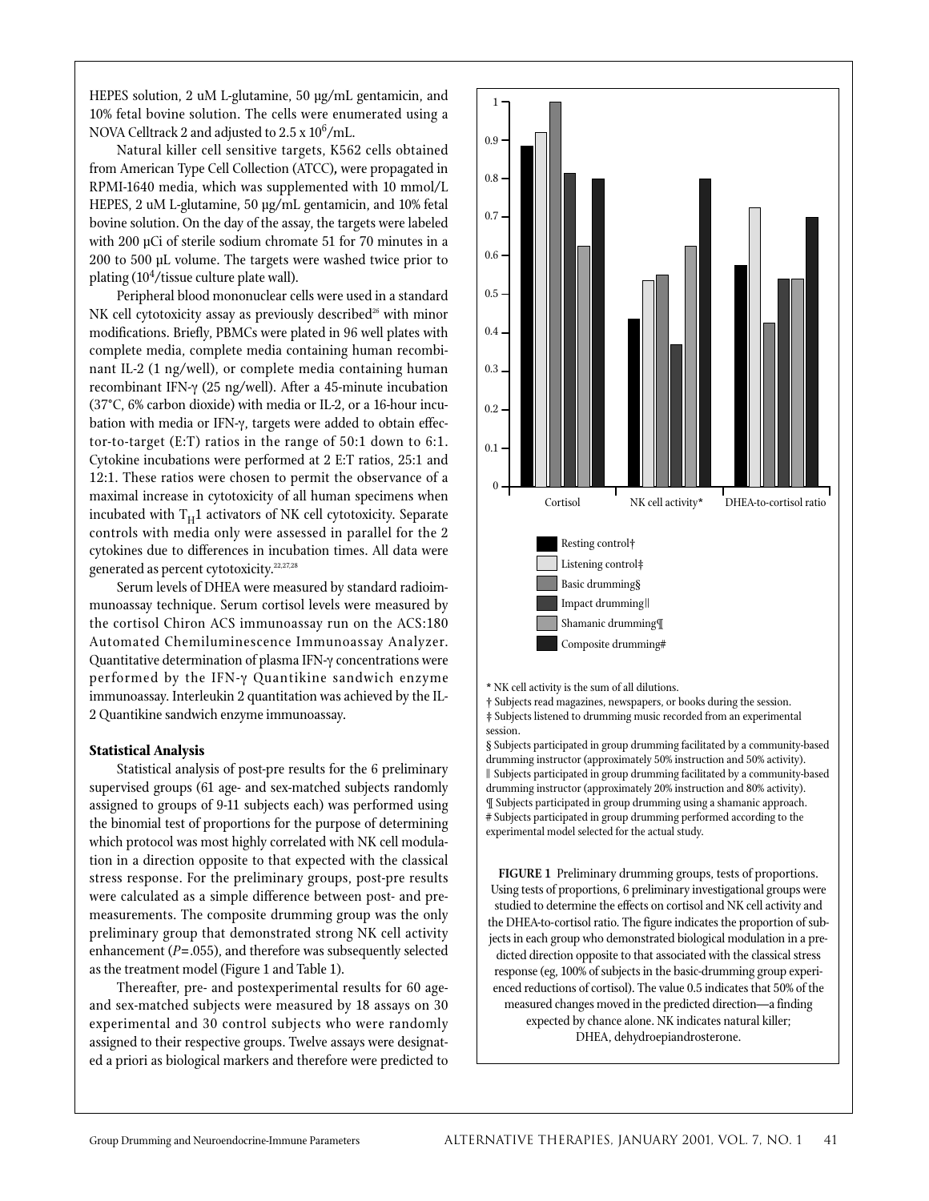HEPES solution, 2 uM L-glutamine, 50 μg/mL gentamicin, and 10% fetal bovine solution. The cells were enumerated using a NOVA Celltrack 2 and adjusted to 2.5 x $10^6$/mL.

Natural killer cell sensitive targets, K562 cells obtained from American Type Cell Collection (ATCC), were propagated in RPMI-1640 media, which was supplemented with 10 mmol/L HEPES, 2 uM L-glutamine, 50 μg/mL gentamicin, and 10% fetal bovine solution. On the day of the assay, the targets were labeled with 200 μCi of sterile sodium chromate 51 for 70 minutes in a 200 to 500 μL volume. The targets were washed twice prior to plating ($10^4$/tissue culture plate wall).

Peripheral blood mononuclear cells were used in a standard NK cell cytotoxicity assay as previously described[26] with minor modifications. Briefly, PBMCs were plated in 96 well plates with complete media, complete media containing human recombinant IL-2 (1 ng/well), or complete media containing human recombinant IFN-γ (25 ng/well). After a 45-minute incubation (37°C, 6% carbon dioxide) with media or IL-2, or a 16-hour incubation with media or IFN-γ, targets were added to obtain effector-to-target (E:T) ratios in the range of 50:1 down to 6:1. Cytokine incubations were performed at 2 E:T ratios, 25:1 and 12:1. These ratios were chosen to permit the observance of a maximal increase in cytotoxicity of all human specimens when incubated with $T_H1$ activators of NK cell cytotoxicity. Separate controls with media only were assessed in parallel for the 2 cytokines due to differences in incubation times. All data were generated as percent cytotoxicity.[22,27,28]

Serum levels of DHEA were measured by standard radioimmunoassay technique. Serum cortisol levels were measured by the cortisol Chiron ACS immunoassay run on the ACS:180 Automated Chemiluminescence Immunoassay Analyzer. Quantitative determination of plasma IFN-γ concentrations were performed by the IFN-γ Quantikine sandwich enzyme immunoassay. Interleukin 2 quantitation was achieved by the IL-2 Quantikine sandwich enzyme immunoassay.

### Statistical Analysis

Statistical analysis of post-pre results for the 6 preliminary supervised groups (61 age- and sex-matched subjects randomly assigned to groups of 9-11 subjects each) was performed using the binomial test of proportions for the purpose of determining which protocol was most highly correlated with NK cell modulation in a direction opposite to that expected with the classical stress response. For the preliminary groups, post-pre results were calculated as a simple difference between post- and pre-measurements. The composite drumming group was the only preliminary group that demonstrated strong NK cell activity enhancement ($P = .055$), and therefore was subsequently selected as the treatment model (Figure 1 and Table 1).

Thereafter, pre- and postexperimental results for 60 age- and sex-matched subjects were measured by 18 assays on 30 experimental and 30 control subjects who were randomly assigned to their respective groups. Twelve assays were designated a priori as biological markers and therefore were predicted to

| | Cortisol | NK cell activity* | DHEA-to-cortisol ratio |
|---|---|---|---|
| Resting control† | 0.885 | 0.435 | 0.575 |
| Listening control‡ | 0.92 | 0.535 | 0.725 |
| Basic drumming§ | 1 | 0.55 | 0.425 |
| Impact drumming‖ | 0.815 | 0.37 | 0.54 |
| Shamanic drumming¶ | 0.625 | 0.625 | 0.54 |
| Composite drumming# | 0.8 | 0.8 | 0.7 |

\* NK cell activity is the sum of all dilutions.
† Subjects read magazines, newspapers, or books during the session.
‡ Subjects listened to drumming music recorded from an experimental session.
§ Subjects participated in group drumming facilitated by a community-based drumming instructor (approximately 50% instruction and 50% activity).
‖ Subjects participated in group drumming facilitated by a community-based drumming instructor (approximately 20% instruction and 80% activity).
¶ Subjects participated in group drumming using a shamanic approach.
\# Subjects participated in group drumming performed according to the experimental model selected for the actual study.

**FIGURE 1** Preliminary drumming groups, tests of proportions. Using tests of proportions, 6 preliminary investigational groups were studied to determine the effects on cortisol and NK cell activity and the DHEA-to-cortisol ratio. The figure indicates the proportion of subjects in each group who demonstrated biological modulation in a predicted direction opposite to that associated with the classical stress response (eg, 100% of subjects in the basic-drumming group experienced reductions of cortisol). The value 0.5 indicates that 50% of the measured changes moved in the predicted direction—a finding expected by chance alone. NK indicates natural killer; DHEA, dehydroepiandrosterone.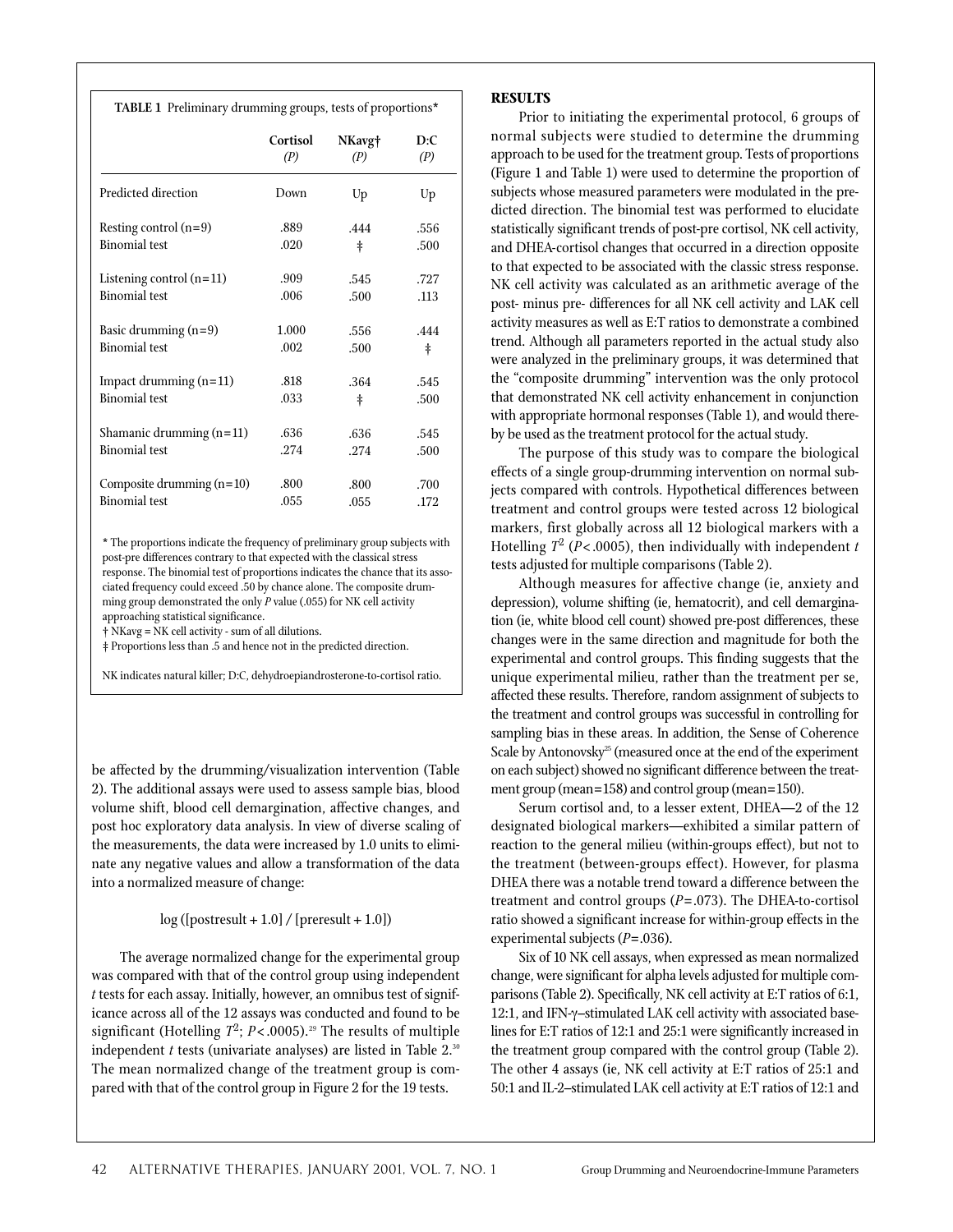**TABLE 1** Preliminary drumming groups, tests of proportions*

| | Cortisol (*P*) | NKavg† (*P*) | D:C (*P*) |
|---|---|---|---|
| Predicted direction | Down | Up | Up |
| Resting control (n=9) | .889 | .444 | .556 |
| Binomial test | .020 | ‡ | .500 |
| Listening control (n=11) | .909 | .545 | .727 |
| Binomial test | .006 | .500 | .113 |
| Basic drumming (n=9) | 1.000 | .556 | .444 |
| Binomial test | .002 | .500 | ‡ |
| Impact drumming (n=11) | .818 | .364 | .545 |
| Binomial test | .033 | ‡ | .500 |
| Shamanic drumming (n=11) | .636 | .636 | .545 |
| Binomial test | .274 | .274 | .500 |
| Composite drumming (n=10) | .800 | .800 | .700 |
| Binomial test | .055 | .055 | .172 |

\* The proportions indicate the frequency of preliminary group subjects with post-pre differences contrary to that expected with the classical stress response. The binomial test of proportions indicates the chance that its associated frequency could exceed .50 by chance alone. The composite drumming group demonstrated the only *P* value (.055) for NK cell activity approaching statistical significance.

† NKavg = NK cell activity - sum of all dilutions.

‡ Proportions less than .5 and hence not in the predicted direction.

NK indicates natural killer; D:C, dehydroepiandrosterone-to-cortisol ratio.

be affected by the drumming/visualization intervention (Table 2). The additional assays were used to assess sample bias, blood volume shift, blood cell demargination, affective changes, and post hoc exploratory data analysis. In view of diverse scaling of the measurements, the data were increased by 1.0 units to eliminate any negative values and allow a transformation of the data into a normalized measure of change:

$$\log([\text{postresult} + 1.0] / [\text{preresult} + 1.0])$$

The average normalized change for the experimental group was compared with that of the control group using independent *t* tests for each assay. Initially, however, an omnibus test of significance across all of the 12 assays was conducted and found to be significant (Hotelling $T^2$; $P<.0005$).[29] The results of multiple independent *t* tests (univariate analyses) are listed in Table 2.[30] The mean normalized change of the treatment group is compared with that of the control group in Figure 2 for the 19 tests.

## RESULTS

Prior to initiating the experimental protocol, 6 groups of normal subjects were studied to determine the drumming approach to be used for the treatment group. Tests of proportions (Figure 1 and Table 1) were used to determine the proportion of subjects whose measured parameters were modulated in the predicted direction. The binomial test was performed to elucidate statistically significant trends of post-pre cortisol, NK cell activity, and DHEA-cortisol changes that occurred in a direction opposite to that expected to be associated with the classic stress response. NK cell activity was calculated as an arithmetic average of the post- minus pre- differences for all NK cell activity and LAK cell activity measures as well as E:T ratios to demonstrate a combined trend. Although all parameters reported in the actual study also were analyzed in the preliminary groups, it was determined that the "composite drumming" intervention was the only protocol that demonstrated NK cell activity enhancement in conjunction with appropriate hormonal responses (Table 1), and would thereby be used as the treatment protocol for the actual study.

The purpose of this study was to compare the biological effects of a single group-drumming intervention on normal subjects compared with controls. Hypothetical differences between treatment and control groups were tested across 12 biological markers, first globally across all 12 biological markers with a Hotelling $T^2$ ($P<.0005$), then individually with independent *t* tests adjusted for multiple comparisons (Table 2).

Although measures for affective change (ie, anxiety and depression), volume shifting (ie, hematocrit), and cell demargination (ie, white blood cell count) showed pre-post differences, these changes were in the same direction and magnitude for both the experimental and control groups. This finding suggests that the unique experimental milieu, rather than the treatment per se, affected these results. Therefore, random assignment of subjects to the treatment and control groups was successful in controlling for sampling bias in these areas. In addition, the Sense of Coherence Scale by Antonovsky[25] (measured once at the end of the experiment on each subject) showed no significant difference between the treatment group (mean=158) and control group (mean=150).

Serum cortisol and, to a lesser extent, DHEA—2 of the 12 designated biological markers—exhibited a similar pattern of reaction to the general milieu (within-groups effect), but not to the treatment (between-groups effect). However, for plasma DHEA there was a notable trend toward a difference between the treatment and control groups ($P=.073$). The DHEA-to-cortisol ratio showed a significant increase for within-group effects in the experimental subjects ($P=.036$).

Six of 10 NK cell assays, when expressed as mean normalized change, were significant for alpha levels adjusted for multiple comparisons (Table 2). Specifically, NK cell activity at E:T ratios of 6:1, 12:1, and IFN-γ–stimulated LAK cell activity with associated baselines for E:T ratios of 12:1 and 25:1 were significantly increased in the treatment group compared with the control group (Table 2). The other 4 assays (ie, NK cell activity at E:T ratios of 25:1 and 50:1 and IL-2–stimulated LAK cell activity at E:T ratios of 12:1 and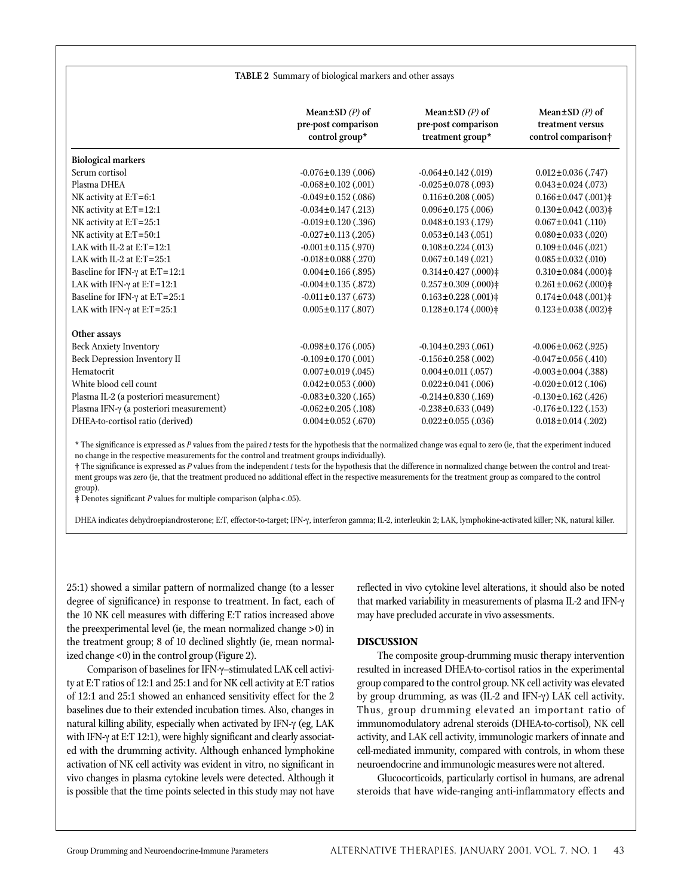**TABLE 2** Summary of biological markers and other assays

| | Mean±SD *(P)* of pre-post comparison control group* | Mean±SD *(P)* of pre-post comparison treatment group* | Mean±SD *(P)* of treatment versus control comparison† |
|---|---|---|---|
| **Biological markers** | | | |
| Serum cortisol | -0.076±0.139 (.006) | -0.064±0.142 (.019) | 0.012±0.036 (.747) |
| Plasma DHEA | -0.068±0.102 (.001) | -0.025±0.078 (.093) | 0.043±0.024 (.073) |
| NK activity at E:T=6:1 | -0.049±0.152 (.086) | 0.116±0.208 (.005) | 0.166±0.047 (.001)‡ |
| NK activity at E:T=12:1 | -0.034±0.147 (.213) | 0.096±0.175 (.006) | 0.130±0.042 (.003)‡ |
| NK activity at E:T=25:1 | -0.019±0.120 (.396) | 0.048±0.193 (.179) | 0.067±0.041 (.110) |
| NK activity at E:T=50:1 | -0.027±0.113 (.205) | 0.053±0.143 (.051) | 0.080±0.033 (.020) |
| LAK with IL-2 at E:T=12:1 | -0.001±0.115 (.970) | 0.108±0.224 (.013) | 0.109±0.046 (.021) |
| LAK with IL-2 at E:T=25:1 | -0.018±0.088 (.270) | 0.067±0.149 (.021) | 0.085±0.032 (.010) |
| Baseline for IFN-γ at E:T=12:1 | 0.004±0.166 (.895) | 0.314±0.427 (.000)‡ | 0.310±0.084 (.000)‡ |
| LAK with IFN-γ at E:T=12:1 | -0.004±0.135 (.872) | 0.257±0.309 (.000)‡ | 0.261±0.062 (.000)‡ |
| Baseline for IFN-γ at E:T=25:1 | -0.011±0.137 (.673) | 0.163±0.228 (.001)‡ | 0.174±0.048 (.001)‡ |
| LAK with IFN-γ at E:T=25:1 | 0.005±0.117 (.807) | 0.128±0.174 (.000)‡ | 0.123±0.038 (.002)‡ |
| **Other assays** | | | |
| Beck Anxiety Inventory | -0.098±0.176 (.005) | -0.104±0.293 (.061) | -0.006±0.062 (.925) |
| Beck Depression Inventory II | -0.109±0.170 (.001) | -0.156±0.258 (.002) | -0.047±0.056 (.410) |
| Hematocrit | 0.007±0.019 (.045) | 0.004±0.011 (.057) | -0.003±0.004 (.388) |
| White blood cell count | 0.042±0.053 (.000) | 0.022±0.041 (.006) | -0.020±0.012 (.106) |
| Plasma IL-2 (a posteriori measurement) | -0.083±0.320 (.165) | -0.214±0.830 (.169) | -0.130±0.162 (.426) |
| Plasma IFN-γ (a posteriori measurement) | -0.062±0.205 (.108) | -0.238±0.633 (.049) | -0.176±0.122 (.153) |
| DHEA-to-cortisol ratio (derived) | 0.004±0.052 (.670) | 0.022±0.055 (.036) | 0.018±0.014 (.202) |

\* The significance is expressed as *P* values from the paired *t* tests for the hypothesis that the normalized change was equal to zero (ie, that the experiment induced no change in the respective measurements for the control and treatment groups individually).

† The significance is expressed as *P* values from the independent *t* tests for the hypothesis that the difference in normalized change between the control and treatment groups was zero (ie, that the treatment produced no additional effect in the respective measurements for the treatment group as compared to the control group).

‡ Denotes significant *P* values for multiple comparison (alpha<.05).

DHEA indicates dehydroepiandrosterone; E:T, effector-to-target; IFN-γ, interferon gamma; IL-2, interleukin 2; LAK, lymphokine-activated killer; NK, natural killer.

25:1) showed a similar pattern of normalized change (to a lesser degree of significance) in response to treatment. In fact, each of the 10 NK cell measures with differing E:T ratios increased above the preexperimental level (ie, the mean normalized change >0) in the treatment group; 8 of 10 declined slightly (ie, mean normalized change <0) in the control group (Figure 2).

Comparison of baselines for IFN-γ–stimulated LAK cell activity at E:T ratios of 12:1 and 25:1 and for NK cell activity at E:T ratios of 12:1 and 25:1 showed an enhanced sensitivity effect for the 2 baselines due to their extended incubation times. Also, changes in natural killing ability, especially when activated by IFN-γ (eg, LAK with IFN-γ at E:T 12:1), were highly significant and clearly associated with the drumming activity. Although enhanced lymphokine activation of NK cell activity was evident in vitro, no significant in vivo changes in plasma cytokine levels were detected. Although it is possible that the time points selected in this study may not have reflected in vivo cytokine level alterations, it should also be noted that marked variability in measurements of plasma IL-2 and IFN-γ may have precluded accurate in vivo assessments.

## DISCUSSION

The composite group-drumming music therapy intervention resulted in increased DHEA-to-cortisol ratios in the experimental group compared to the control group. NK cell activity was elevated by group drumming, as was (IL-2 and IFN-γ) LAK cell activity. Thus, group drumming elevated an important ratio of immunomodulatory adrenal steroids (DHEA-to-cortisol), NK cell activity, and LAK cell activity, immunologic markers of innate and cell-mediated immunity, compared with controls, in whom these neuroendocrine and immunologic measures were not altered.

Glucocorticoids, particularly cortisol in humans, are adrenal steroids that have wide-ranging anti-inflammatory effects and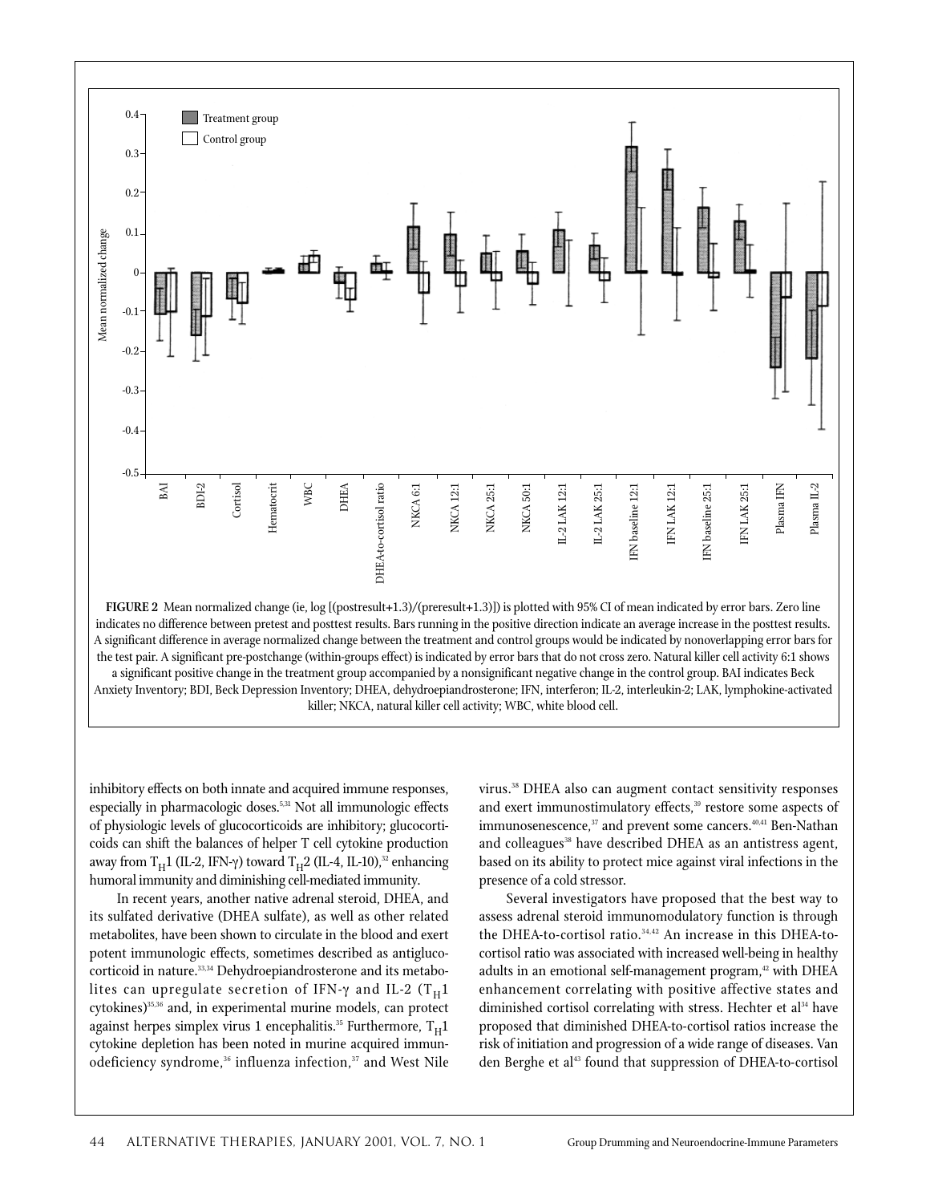**FIGURE 2** Mean normalized change (ie, log [(postresult+1.3)/(preresult+1.3)]) is plotted with 95% CI of mean indicated by error bars. Zero line indicates no difference between pretest and posttest results. Bars running in the positive direction indicate an average increase in the posttest results. A significant difference in average normalized change between the treatment and control groups would be indicated by nonoverlapping error bars for the test pair. A significant pre-postchange (within-groups effect) is indicated by error bars that do not cross zero. Natural killer cell activity 6:1 shows a significant positive change in the treatment group accompanied by a nonsignificant negative change in the control group. BAI indicates Beck Anxiety Inventory; BDI, Beck Depression Inventory; DHEA, dehydroepiandrosterone; IFN, interferon; IL-2, interleukin-2; LAK, lymphokine-activated killer; NKCA, natural killer cell activity; WBC, white blood cell.

inhibitory effects on both innate and acquired immune responses, especially in pharmacologic doses.[5,31] Not all immunologic effects of physiologic levels of glucocorticoids are inhibitory; glucocorticoids can shift the balances of helper T cell cytokine production away from $T_H1$ (IL-2, IFN-γ) toward $T_H2$ (IL-4, IL-10),[32] enhancing humoral immunity and diminishing cell-mediated immunity.

In recent years, another native adrenal steroid, DHEA, and its sulfated derivative (DHEA sulfate), as well as other related metabolites, have been shown to circulate in the blood and exert potent immunologic effects, sometimes described as antiglucocorticoid in nature.[33,34] Dehydroepiandrosterone and its metabolites can upregulate secretion of IFN-γ and IL-2 ($T_H1$ cytokines)[35,36] and, in experimental murine models, can protect against herpes simplex virus 1 encephalitis.[35] Furthermore, $T_H1$ cytokine depletion has been noted in murine acquired immunodeficiency syndrome,[36] influenza infection,[37] and West Nile virus.[38] DHEA also can augment contact sensitivity responses and exert immunostimulatory effects,[39] restore some aspects of immunosenescence,[37] and prevent some cancers.[40,41] Ben-Nathan and colleagues[38] have described DHEA as an antistress agent, based on its ability to protect mice against viral infections in the presence of a cold stressor.

Several investigators have proposed that the best way to assess adrenal steroid immunomodulatory function is through the DHEA-to-cortisol ratio.[34,42] An increase in this DHEA-to-cortisol ratio was associated with increased well-being in healthy adults in an emotional self-management program,[42] with DHEA enhancement correlating with positive affective states and diminished cortisol correlating with stress. Hechter et al[34] have proposed that diminished DHEA-to-cortisol ratios increase the risk of initiation and progression of a wide range of diseases. Van den Berghe et al[43] found that suppression of DHEA-to-cortisol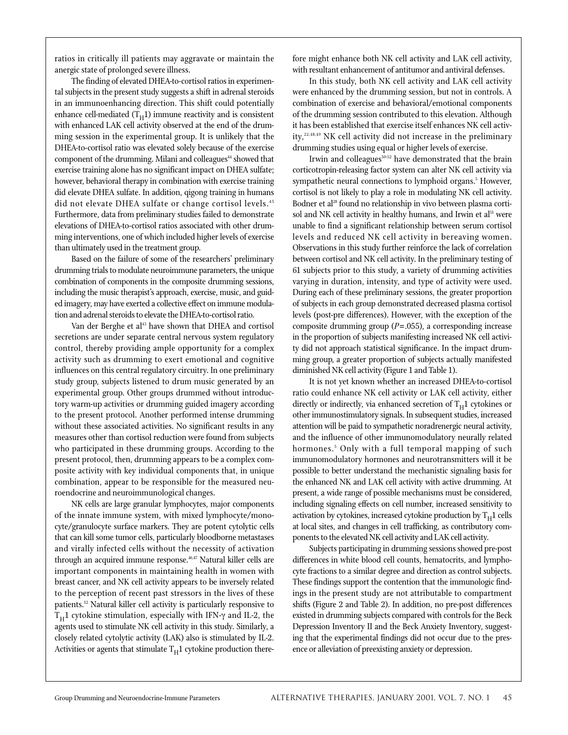ratios in critically ill patients may aggravate or maintain the anergic state of prolonged severe illness.

The finding of elevated DHEA-to-cortisol ratios in experimental subjects in the present study suggests a shift in adrenal steroids in an immunoenhancing direction. This shift could potentially enhance cell-mediated ($T_H1$) immune reactivity and is consistent with enhanced LAK cell activity observed at the end of the drumming session in the experimental group. It is unlikely that the DHEA-to-cortisol ratio was elevated solely because of the exercise component of the drumming. Milani and colleagues[44] showed that exercise training alone has no significant impact on DHEA sulfate; however, behavioral therapy in combination with exercise training did elevate DHEA sulfate. In addition, qigong training in humans did not elevate DHEA sulfate or change cortisol levels.[45] Furthermore, data from preliminary studies failed to demonstrate elevations of DHEA-to-cortisol ratios associated with other drumming interventions, one of which included higher levels of exercise than ultimately used in the treatment group.

Based on the failure of some of the researchers' preliminary drumming trials to modulate neuroimmune parameters, the unique combination of components in the composite drumming sessions, including the music therapist's approach, exercise, music, and guided imagery, may have exerted a collective effect on immune modulation and adrenal steroids to elevate the DHEA-to-cortisol ratio.

Van der Berghe et al[43] have shown that DHEA and cortisol secretions are under separate central nervous system regulatory control, thereby providing ample opportunity for a complex activity such as drumming to exert emotional and cognitive influences on this central regulatory circuitry. In one preliminary study group, subjects listened to drum music generated by an experimental group. Other groups drummed without introductory warm-up activities or drumming guided imagery according to the present protocol. Another performed intense drumming without these associated activities. No significant results in any measures other than cortisol reduction were found from subjects who participated in these drumming groups. According to the present protocol, then, drumming appears to be a complex composite activity with key individual components that, in unique combination, appear to be responsible for the measured neuroendocrine and neuroimmunological changes.

NK cells are large granular lymphocytes, major components of the innate immune system, with mixed lymphocyte/monocyte/granulocyte surface markers. They are potent cytolytic cells that can kill some tumor cells, particularly bloodborne metastases and virally infected cells without the necessity of activation through an acquired immune response.[46,47] Natural killer cells are important components in maintaining health in women with breast cancer, and NK cell activity appears to be inversely related to the perception of recent past stressors in the lives of these patients.[12] Natural killer cell activity is particularly responsive to $T_H1$ cytokine stimulation, especially with IFN-γ and IL-2, the agents used to stimulate NK cell activity in this study. Similarly, a closely related cytolytic activity (LAK) also is stimulated by IL-2. Activities or agents that stimulate $T_H1$ cytokine production therefore might enhance both NK cell activity and LAK cell activity, with resultant enhancement of antitumor and antiviral defenses.

In this study, both NK cell activity and LAK cell activity were enhanced by the drumming session, but not in controls. A combination of exercise and behavioral/emotional components of the drumming session contributed to this elevation. Although it has been established that exercise itself enhances NK cell activity,[22,48,49] NK cell activity did not increase in the preliminary drumming studies using equal or higher levels of exercise.

Irwin and colleagues[50-52] have demonstrated that the brain corticotropin-releasing factor system can alter NK cell activity via sympathetic neural connections to lymphoid organs.[5] However, cortisol is not likely to play a role in modulating NK cell activity. Bodner et al[28] found no relationship in vivo between plasma cortisol and NK cell activity in healthy humans, and Irwin et al[51] were unable to find a significant relationship between serum cortisol levels and reduced NK cell activity in bereaving women. Observations in this study further reinforce the lack of correlation between cortisol and NK cell activity. In the preliminary testing of 61 subjects prior to this study, a variety of drumming activities varying in duration, intensity, and type of activity were used. During each of these preliminary sessions, the greater proportion of subjects in each group demonstrated decreased plasma cortisol levels (post-pre differences). However, with the exception of the composite drumming group ($P$=.055), a corresponding increase in the proportion of subjects manifesting increased NK cell activity did not approach statistical significance. In the impact drumming group, a greater proportion of subjects actually manifested diminished NK cell activity (Figure 1 and Table 1).

It is not yet known whether an increased DHEA-to-cortisol ratio could enhance NK cell activity or LAK cell activity, either directly or indirectly, via enhanced secretion of $T_H1$ cytokines or other immunostimulatory signals. In subsequent studies, increased attention will be paid to sympathetic noradrenergic neural activity, and the influence of other immunomodulatory neurally related hormones.[5] Only with a full temporal mapping of such immunomodulatory hormones and neurotransmitters will it be possible to better understand the mechanistic signaling basis for the enhanced NK and LAK cell activity with active drumming. At present, a wide range of possible mechanisms must be considered, including signaling effects on cell number, increased sensitivity to activation by cytokines, increased cytokine production by $T_H1$ cells at local sites, and changes in cell trafficking, as contributory components to the elevated NK cell activity and LAK cell activity.

Subjects participating in drumming sessions showed pre-post differences in white blood cell counts, hematocrits, and lymphocyte fractions to a similar degree and direction as control subjects. These findings support the contention that the immunologic findings in the present study are not attributable to compartment shifts (Figure 2 and Table 2). In addition, no pre-post differences existed in drumming subjects compared with controls for the Beck Depression Inventory II and the Beck Anxiety Inventory, suggesting that the experimental findings did not occur due to the presence or alleviation of preexisting anxiety or depression.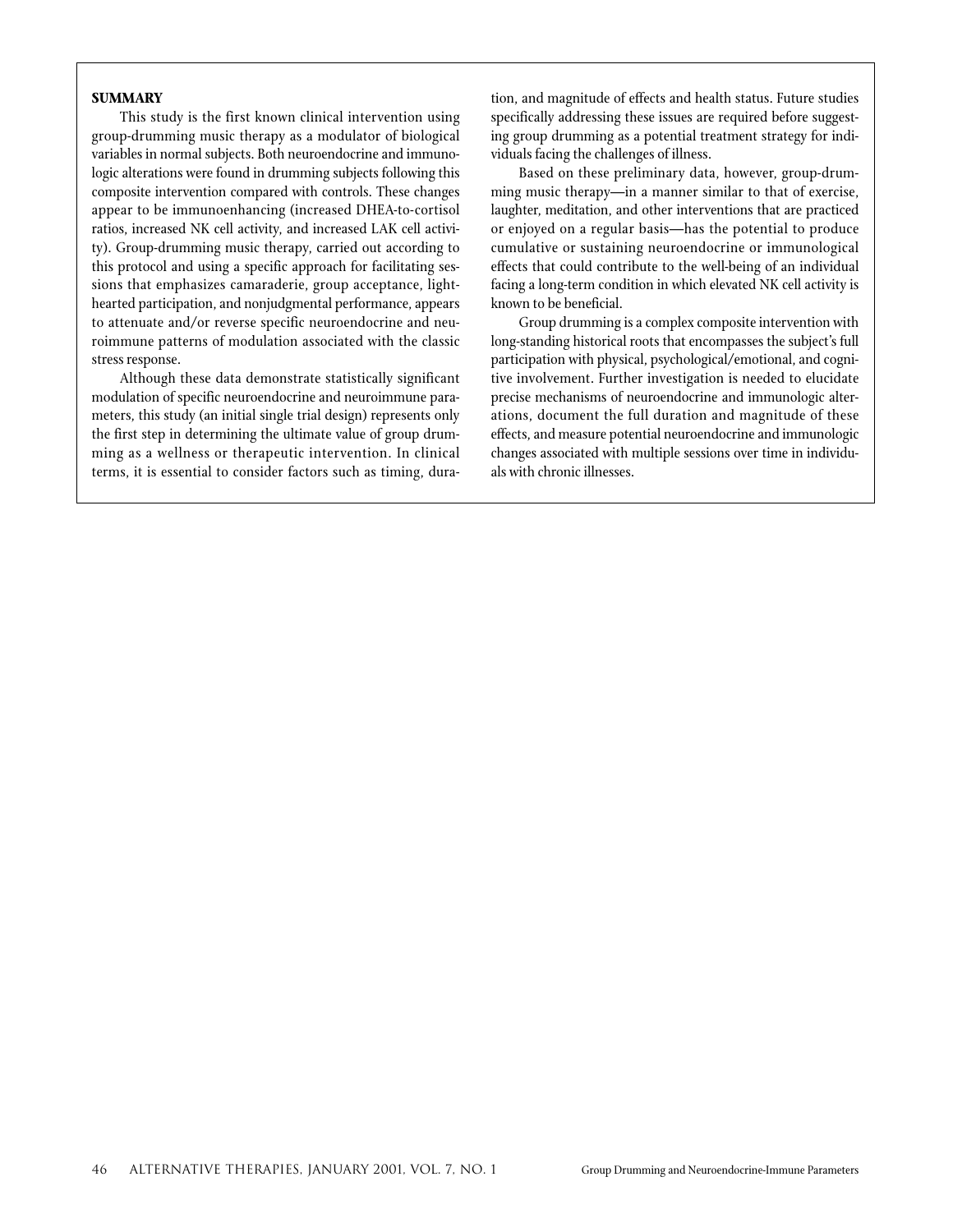## SUMMARY

This study is the first known clinical intervention using group-drumming music therapy as a modulator of biological variables in normal subjects. Both neuroendocrine and immunologic alterations were found in drumming subjects following this composite intervention compared with controls. These changes appear to be immunoenhancing (increased DHEA-to-cortisol ratios, increased NK cell activity, and increased LAK cell activity). Group-drumming music therapy, carried out according to this protocol and using a specific approach for facilitating sessions that emphasizes camaraderie, group acceptance, lighthearted participation, and nonjudgmental performance, appears to attenuate and/or reverse specific neuroendocrine and neuroimmune patterns of modulation associated with the classic stress response.

Although these data demonstrate statistically significant modulation of specific neuroendocrine and neuroimmune parameters, this study (an initial single trial design) represents only the first step in determining the ultimate value of group drumming as a wellness or therapeutic intervention. In clinical terms, it is essential to consider factors such as timing, duration, and magnitude of effects and health status. Future studies specifically addressing these issues are required before suggesting group drumming as a potential treatment strategy for individuals facing the challenges of illness.

Based on these preliminary data, however, group-drumming music therapy—in a manner similar to that of exercise, laughter, meditation, and other interventions that are practiced or enjoyed on a regular basis—has the potential to produce cumulative or sustaining neuroendocrine or immunological effects that could contribute to the well-being of an individual facing a long-term condition in which elevated NK cell activity is known to be beneficial.

Group drumming is a complex composite intervention with long-standing historical roots that encompasses the subject's full participation with physical, psychological/emotional, and cognitive involvement. Further investigation is needed to elucidate precise mechanisms of neuroendocrine and immunologic alterations, document the full duration and magnitude of these effects, and measure potential neuroendocrine and immunologic changes associated with multiple sessions over time in individuals with chronic illnesses.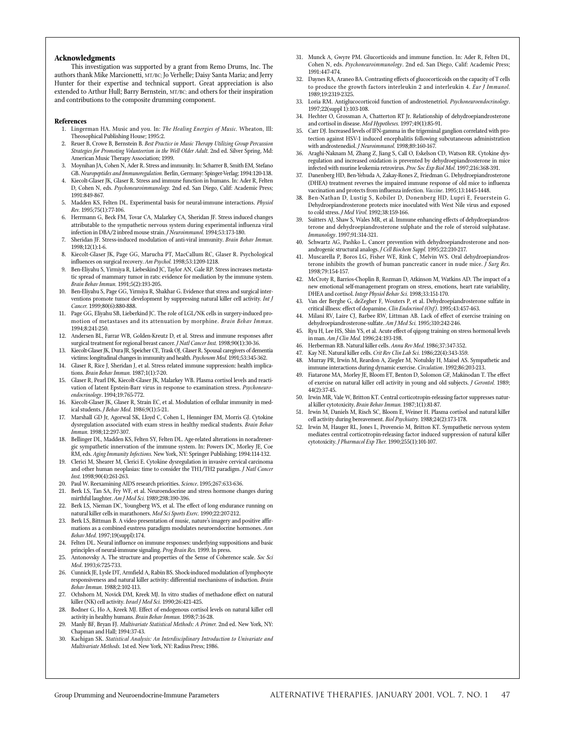### Acknowledgments

This investigation was supported by a grant from Remo Drums, Inc. The authors thank Mike Marcionetti, MT/BC; Jo Verhelle; Daisy Santa Maria; and Jerry Hunter for their expertise and technical support. Great appreciation is also extended to Arthur Hull; Barry Bernstein, MT/BC; and others for their inspiration and contributions to the composite drumming component.

### References

1. Lingerman HA. Music and you. In: *The Healing Energies of Music*. Wheaton, Ill: Theosophical Publishing House; 1995:2.
2. Reuer B, Crowe B, Bernstein B. *Best Practice in Music Therapy Utilizing Group Percussion Strategies for Promoting Volunteerism in the Well Older Adult.* 2nd ed. Silver Spring, Md: American Music Therapy Association; 1999.
3. Moynihan JA, Cohen N, Ader R. Stress and immunity. In: Scharrer B, Smith EM, Stefano GB. *Neuropeptides and Immunoregulation*. Berlin, Germany: Spinger-Verlag; 1994:120-138.
4. Kiecolt-Glaser JK, Glaser R. Stress and immune function in humans. In: Ader R, Felten D, Cohen N, eds. *Psychoneuroimmunology.* 2nd ed. San Diego, Calif: Academic Press; 1991:849-867.
5. Madden KS, Felten DL. Experimental basis for neural-immune interactions. *Physiol Rev.* 1995;75(1):77-106.
6. Herrmann G, Beck FM, Tovar CA, Malarkey CA, Sheridan JF. Stress induced changes attributable to the sympathetic nervous system during experimental influenza viral infection in DBA/2 inbred mouse strain. *J Neuroimmunol.* 1994;53:173-180.
7. Sheridan JF. Stress-induced modulation of anti-viral immunity. *Brain Behav Immun.* 1998;12(1):1-6.
8. Kiecolt-Glaser JK, Page GG, Marucha PT, MacCallum RC, Glaser R. Psychological influences on surgical recovery. *Am Psychol.* 1998;53:1209-1218.
9. Ben-Eliyahu S, Yirmiya R, Liebeskind JC, Taylor AN, Gale RP. Stress increases metastatic spread of mammary tumor in rats: evidence for mediation by the immune system. *Brain Behav Immun.* 1991;5(2):193-205.
10. Ben-Eliyahu S, Page GG, Yirmiya R, Shakhar G. Evidence that stress and surgical interventions promote tumor development by suppressing natural killer cell activity. *Int J Cancer.* 1999;80(6):880-888.
11. Page GG, Eliyahu SB, Lieberkind JC. The role of LGL/NK cells in surgery-induced promotion of metastases and its attenuation by morphine. *Brain Behav Immun.* 1994;8:241-250.
12. Andersen BL, Farrar WB, Golden-Kreutz D, et al. Stress and immune responses after surgical treatment for regional breast cancer. *J Natl Cancer Inst.* 1998;90(1):30-36.
13. Kiecolt-Glaser JK, Dura JR, Speicher CE, Trask OJ, Glaser R. Spousal caregivers of dementia victims: longitudinal changes in immunity and health. *Psychosom Med.* 1991;53:345-362.
14. Glaser R, Rice J, Sheridan J, et al. Stress related immune suppression: health implications. *Brain Behav Immun.* 1987;1(1):7-20.
15. Glaser R, Pearl DK, Kiecolt-Glaser JK, Malarkey WB. Plasma cortisol levels and reactivation of latent Epstein-Barr virus in response to examination stress. *Psychoneuroendocrinology*. 1994;19:765-772.
16. Kiecolt-Glaser JK, Glaser R, Strain EC, et al. Modulation of cellular immunity in medical students. *J Behav Med.* 1986;9(1):5-21.
17. Marshall GD Jr, Agorwal SK, Lloyd C, Cohen L, Henninger EM, Morris GJ. Cytokine dysregulation associated with exam stress in healthy medical students. *Brain Behav Immun.* 1998;12:297-307.
18. Bellinger DL, Madden KS, Felten SY, Felten DL. Age-related alterations in noradrenergic sympathetic innervation of the immune system. In: Powers DC, Morley JE, Coe RM, eds. *Aging Immunity Infections.* New York, NY: Springer Publishing; 1994:114-132.
19. Clerici M, Shearer M, Clerici E. Cytokine dysregulation in invasive cervical carcinoma and other human neoplasias: time to consider the TH1/TH2 paradigm. *J Natl Cancer Inst.* 1998;90(4):261-263.
20. Paul W. Reexamining AIDS research priorities. *Science*. 1995;267:633-636.
21. Berk LS, Tan SA, Fry WF, et al. Neuroendocrine and stress hormone changes during mirthful laughter. *Am J Med Sci.* 1989;298:390-396.
22. Berk LS, Nieman DC, Youngberg WS, et al. The effect of long endurance running on natural killer cells in marathoners. *Med Sci Sports Exerc.* 1990;22:207-212.
23. Berk LS, Bittman B. A video presentation of music, nature's imagery and positive affirmations as a combined eustress paradigm modulates neuroendocrine hormones. *Ann Behav Med.* 1997;19(suppl):174.
24. Felten DL. Neural influence on immune responses: underlying suppositions and basic principles of neural-immune signaling. *Prog Brain Res.* 1999. In press.
25. Antonovsky A. The structure and properties of the Sense of Coherence scale. *Soc Sci Med*. 1993;6:725-733.
26. Cunnick JE, Lysle DT, Armfield A, Rabin BS. Shock-induced modulation of lymphocyte responsiveness and natural killer activity: differential mechanisms of induction. *Brain Behav Immun*. 1988;2:102-113.
27. Ochshorn M, Novick DM, Kreek MJ. In vitro studies of methadone effect on natural killer (NK) cell activity. *Israel J Med Sci.* 1990;26:421-425.
28. Bodner G, Ho A, Kreek MJ. Effect of endogenous cortisol levels on natural killer cell activity in healthy humans. *Brain Behav Immun.* 1998;7:16-28.
29. Manly BF, Bryan FJ. *Multivariate Statistical Methods: A Primer.* 2nd ed. New York, NY: Chapman and Hall; 1994:37-43.
30. Kachigan SK. *Statistical Analysis: An Interdisciplinary Introduction to Univariate and Multivariate Methods.* 1st ed. New York, NY: Radius Press; 1986.
31. Munck A, Gwyre PM. Glucorticoids and immune function. In: Ader R, Felten DL, Cohen N, eds. *Psychoneuroimmunology*. 2nd ed. San Diego, Calif: Academic Press; 1991:447-474.
32. Daynes RA, Araneo BA. Contrasting effects of glucocorticoids on the capacity of T cells to produce the growth factors interleukin 2 and interleukin 4. *Eur J Immunol.* 1989;19:2319-2325.
33. Loria RM. Antiglucocorticoid function of androstenetriol. *Psychoneuroendocrinology*. 1997;22(suppl 1):103-108.
34. Hechter O, Grossman A, Chatterton RT Jr. Relationship of dehydroepiandrosterone and cortisol in disease. *Med Hypotheses.* 1997;49(1):85-91.
35. Carr DJ. Increased levels of IFN-gamma in the trigeminal ganglion correlated with protection against HSV-1 induced encephalitis following subcutaneous administration with androstenediol. *J Neuroimmunol.* 1998;89:160-167.
36. Araghi-Naknam M, Zhang Z, Jiang S, Call O, Eskelson CD, Watson RR. Cytokine dysregulation and increased oxidation is prevented by dehydroepiandrosterone in mice infected with murine leukemia retrovirus. *Proc Soc Exp Biol Mol.* 1997;216:368-391.
37. Danenberg HD, Ben-Yehuda A, Zakay-Rones Z, Friedman G. Dehydroepiandrosterone (DHEA) treatment reverses the impaired immune response of old mice to influenza vaccination and protects from influenza infection. *Vaccine*. 1995;13:1445-1448.
38. Ben-Nathan D, Lustig S, Kobiler D, Donenberg HD, Lupri E, Feuerstein G. Dehydroepiandrosterone protects mice inoculated with West Nile virus and exposed to cold stress. *J Med Virol.* 1992;38:159-166.
39. Suitters AJ, Shaw S, Wales MR, et al. Immune enhancing effects of dehydroepiandrosterone and dehydroepiandrosterone sulphate and the role of steroid sulphatase. *Immunology*. 1997;91:314-321.
40. Schwartz AG, Pashko L. Cancer prevention with dehydroepiandrosterone and nonandrogenic structural analogs. *J Cell Biochem Suppl.* 1995;22:210-217.
41. Muscarella P, Boros LG, Fisher WE, Rink C, Melvin WS. Oral dehydroepiandrosterone inhibits the growth of human pancreatic cancer in nude mice. *J Surg Res.* 1998;79:154-157.
42. McCroty R, Barrios-Choplin B, Rozman D, Atkinson M, Watkins AD. The impact of a new emotional self-management program on stress, emotions, heart rate variability, DHEA and cortisol. *Integr Physiol Behav Sci.* 1998;33:151-170.
43. Van der Berghe G, deZegher F, Wouters P, et al. Dehydroepiandrosterone sulfate in critical illness: effect of dopamine. *Clin Endocrinol (Oxf)*. 1995;43:457-463.
44. Milani RV, Laire CJ, Barbee RW, Littman AB. Lack of effect of exercise training on dehydroepiandrosterone-sulfate. *Am J Med Sci.* 1995;310:242-246.
45. Ryu H, Lee HS, Shin YS, et al. Acute effect of qigong training on stress hormonal levels in man. *Am J Clin Med.* 1996;24:193-198.
46. Herberman RB. Natural killer cells. *Annu Rev Med.* 1986;37:347-352.
47. Kay NE. Natural killer cells. *Crit Rev Clin Lab Sci.* 1986;22(4):343-359.
48. Murray PR, Irwin M, Reardon A, Ziegler M, Notulsky H, Maisel AS. Sympathetic and immune interactions during dynamic exercise. *Circulation*. 1992;86:203-213.
49. Fiatarone MA, Morley JE, Bloom ET, Benton D, Solomon GF, Makinodan T. The effect of exercise on natural killer cell activity in young and old subjects. *J Gerontol.* 1989; 44(2):37-45.
50. Irwin MR, Vale W, Britton KT. Central corticotropin-releasing factor suppresses natural killer cytotoxicity. *Brain Behav Immun.* 1987;1(1):81-87.
51. Irwin M, Daniels M, Risch SC, Bloom E, Weiner H. Plasma cortisol and natural killer cell activity during bereavement. *Biol Psychiatry.* 1988;24(2):173-178.
52. Irwin M, Hauger RL, Jones L, Provencio M, Britton KT. Sympathetic nervous system mediates central corticotropin-releasing factor induced suppression of natural killer cytotoxicity. *J Pharmacol Exp Ther.* 1990;255(1):101-107.